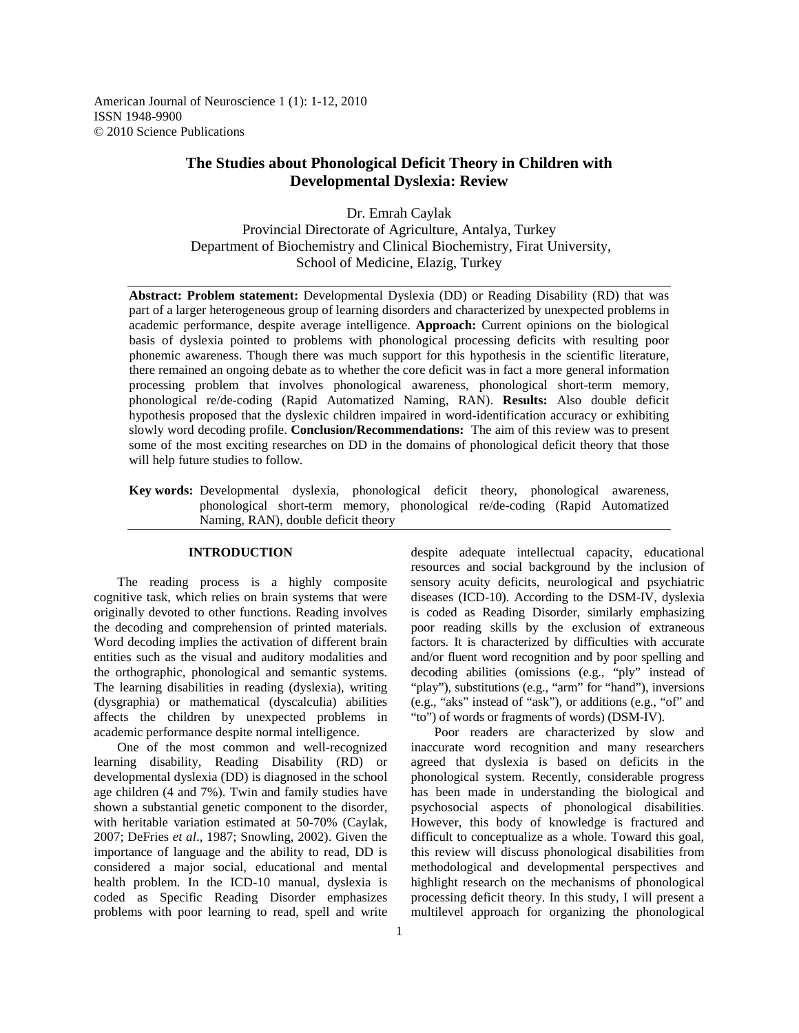American Journal of Neuroscience 1 (1): 1-12, 2010
ISSN 1948-9900
© 2010 Science Publications

# The Studies about Phonological Deficit Theory in Children with Developmental Dyslexia: Review

Dr. Emrah Caylak
Provincial Directorate of Agriculture, Antalya, Turkey
Department of Biochemistry and Clinical Biochemistry, Firat University, School of Medicine, Elazig, Turkey

**Abstract: Problem statement:** Developmental Dyslexia (DD) or Reading Disability (RD) that was part of a larger heterogeneous group of learning disorders and characterized by unexpected problems in academic performance, despite average intelligence. **Approach:** Current opinions on the biological basis of dyslexia pointed to problems with phonological processing deficits with resulting poor phonemic awareness. Though there was much support for this hypothesis in the scientific literature, there remained an ongoing debate as to whether the core deficit was in fact a more general information processing problem that involves phonological awareness, phonological short-term memory, phonological re/de-coding (Rapid Automatized Naming, RAN). **Results:** Also double deficit hypothesis proposed that the dyslexic children impaired in word-identification accuracy or exhibiting slowly word decoding profile. **Conclusion/Recommendations:** The aim of this review was to present some of the most exciting researches on DD in the domains of phonological deficit theory that those will help future studies to follow.

**Key words:** Developmental dyslexia, phonological deficit theory, phonological awareness, phonological short-term memory, phonological re/de-coding (Rapid Automatized Naming, RAN), double deficit theory

## INTRODUCTION

The reading process is a highly composite cognitive task, which relies on brain systems that were originally devoted to other functions. Reading involves the decoding and comprehension of printed materials. Word decoding implies the activation of different brain entities such as the visual and auditory modalities and the orthographic, phonological and semantic systems. The learning disabilities in reading (dyslexia), writing (dysgraphia) or mathematical (dyscalculia) abilities affects the children by unexpected problems in academic performance despite normal intelligence.

One of the most common and well-recognized learning disability, Reading Disability (RD) or developmental dyslexia (DD) is diagnosed in the school age children (4 and 7%). Twin and family studies have shown a substantial genetic component to the disorder, with heritable variation estimated at 50-70% (Caylak, 2007; DeFries *et al*., 1987; Snowling, 2002). Given the importance of language and the ability to read, DD is considered a major social, educational and mental health problem. In the ICD-10 manual, dyslexia is coded as Specific Reading Disorder emphasizes problems with poor learning to read, spell and write despite adequate intellectual capacity, educational resources and social background by the inclusion of sensory acuity deficits, neurological and psychiatric diseases (ICD-10). According to the DSM-IV, dyslexia is coded as Reading Disorder, similarly emphasizing poor reading skills by the exclusion of extraneous factors. It is characterized by difficulties with accurate and/or fluent word recognition and by poor spelling and decoding abilities (omissions (e.g., "ply" instead of "play"), substitutions (e.g., "arm" for "hand"), inversions (e.g., "aks" instead of "ask"), or additions (e.g., "of" and "to") of words or fragments of words) (DSM-IV).

Poor readers are characterized by slow and inaccurate word recognition and many researchers agreed that dyslexia is based on deficits in the phonological system. Recently, considerable progress has been made in understanding the biological and psychosocial aspects of phonological disabilities. However, this body of knowledge is fractured and difficult to conceptualize as a whole. Toward this goal, this review will discuss phonological disabilities from methodological and developmental perspectives and highlight research on the mechanisms of phonological processing deficit theory. In this study, I will present a multilevel approach for organizing the phonological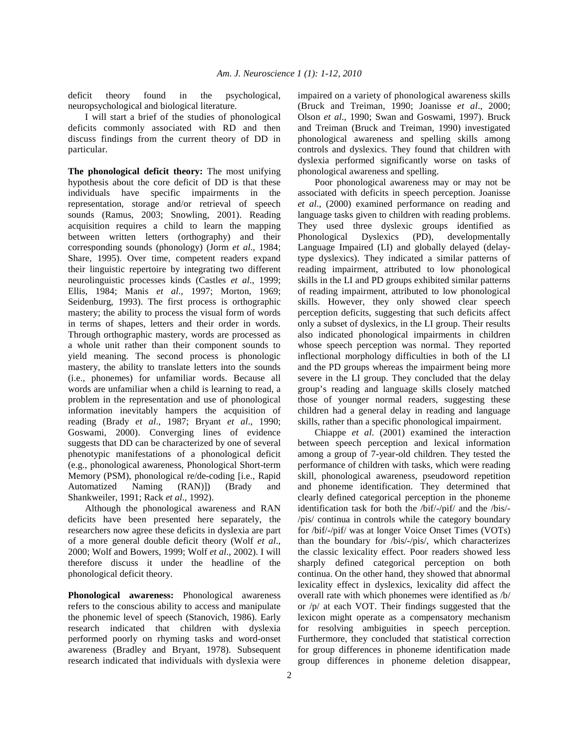deficit theory found in the psychological, neuropsychological and biological literature.

I will start a brief of the studies of phonological deficits commonly associated with RD and then discuss findings from the current theory of DD in particular.

**The phonological deficit theory:** The most unifying hypothesis about the core deficit of DD is that these individuals have specific impairments in the representation, storage and/or retrieval of speech sounds (Ramus, 2003; Snowling, 2001). Reading acquisition requires a child to learn the mapping between written letters (orthography) and their corresponding sounds (phonology) (Jorm *et al*., 1984; Share, 1995). Over time, competent readers expand their linguistic repertoire by integrating two different neurolinguistic processes kinds (Castles *et al*., 1999; Ellis, 1984; Manis *et al*., 1997; Morton, 1969; Seidenburg, 1993). The first process is orthographic mastery; the ability to process the visual form of words in terms of shapes, letters and their order in words. Through orthographic mastery, words are processed as a whole unit rather than their component sounds to yield meaning. The second process is phonologic mastery, the ability to translate letters into the sounds (i.e., phonemes) for unfamiliar words. Because all words are unfamiliar when a child is learning to read, a problem in the representation and use of phonological information inevitably hampers the acquisition of reading (Brady *et al*., 1987; Bryant *et al*., 1990; Goswami, 2000). Converging lines of evidence suggests that DD can be characterized by one of several phenotypic manifestations of a phonological deficit (e.g., phonological awareness, Phonological Short-term Memory (PSM), phonological re/de-coding [i.e., Rapid Automatized Naming (RAN)]) (Brady and Shankweiler, 1991; Rack *et al*., 1992).

Although the phonological awareness and RAN deficits have been presented here separately, the researchers now agree these deficits in dyslexia are part of a more general double deficit theory (Wolf *et al*., 2000; Wolf and Bowers, 1999; Wolf *et al*., 2002). I will therefore discuss it under the headline of the phonological deficit theory.

**Phonological awareness:** Phonological awareness refers to the conscious ability to access and manipulate the phonemic level of speech (Stanovich, 1986). Early research indicated that children with dyslexia performed poorly on rhyming tasks and word-onset awareness (Bradley and Bryant, 1978). Subsequent research indicated that individuals with dyslexia were impaired on a variety of phonological awareness skills (Bruck and Treiman, 1990; Joanisse *et al*., 2000; Olson *et al*., 1990; Swan and Goswami, 1997). Bruck and Treiman (Bruck and Treiman, 1990) investigated phonological awareness and spelling skills among controls and dyslexics. They found that children with dyslexia performed significantly worse on tasks of phonological awareness and spelling.

Poor phonological awareness may or may not be associated with deficits in speech perception. Joanisse *et al*., (2000) examined performance on reading and language tasks given to children with reading problems. They used three dyslexic groups identified as Phonological Dyslexics (PD), developmentally Language Impaired (LI) and globally delayed (delay-type dyslexics). They indicated a similar patterns of reading impairment, attributed to low phonological skills in the LI and PD groups exhibited similar patterns of reading impairment, attributed to low phonological skills. However, they only showed clear speech perception deficits, suggesting that such deficits affect only a subset of dyslexics, in the LI group. Their results also indicated phonological impairments in children whose speech perception was normal. They reported inflectional morphology difficulties in both of the LI and the PD groups whereas the impairment being more severe in the LI group. They concluded that the delay group's reading and language skills closely matched those of younger normal readers, suggesting these children had a general delay in reading and language skills, rather than a specific phonological impairment.

Chiappe *et al*. (2001) examined the interaction between speech perception and lexical information among a group of 7-year-old children. They tested the performance of children with tasks, which were reading skill, phonological awareness, pseudoword repetition and phoneme identification. They determined that clearly defined categorical perception in the phoneme identification task for both the /bif/-/pif/ and the /bis/-/pis/ continua in controls while the category boundary for /bif/-/pif/ was at longer Voice Onset Times (VOTs) than the boundary for /bis/-/pis/, which characterizes the classic lexicality effect. Poor readers showed less sharply defined categorical perception on both continua. On the other hand, they showed that abnormal lexicality effect in dyslexics, lexicality did affect the overall rate with which phonemes were identified as /b/ or /p/ at each VOT. Their findings suggested that the lexicon might operate as a compensatory mechanism for resolving ambiguities in speech perception. Furthermore, they concluded that statistical correction for group differences in phoneme identification made group differences in phoneme deletion disappear,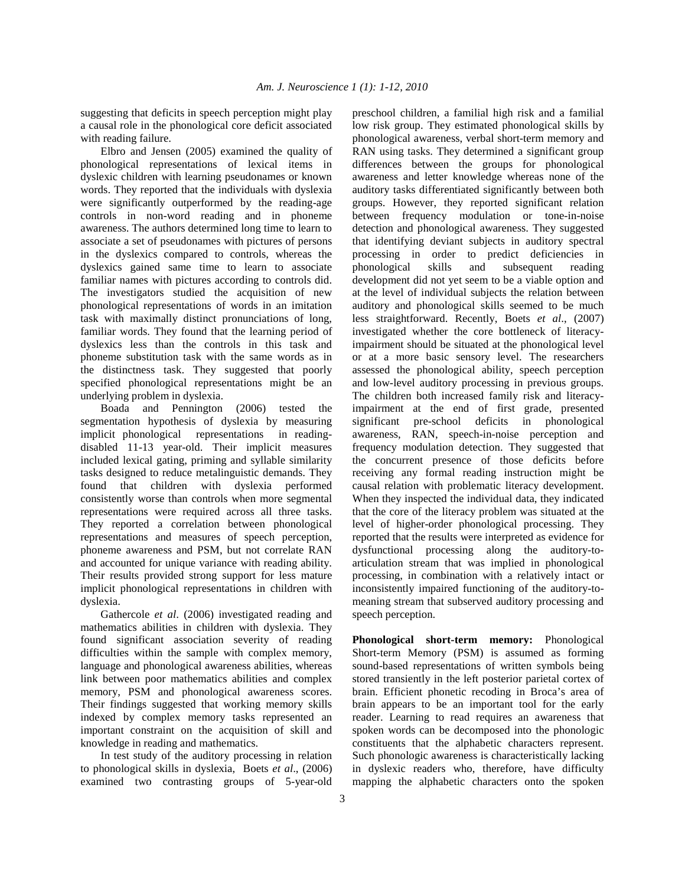suggesting that deficits in speech perception might play a causal role in the phonological core deficit associated with reading failure.

Elbro and Jensen (2005) examined the quality of phonological representations of lexical items in dyslexic children with learning pseudonames or known words. They reported that the individuals with dyslexia were significantly outperformed by the reading-age controls in non-word reading and in phoneme awareness. The authors determined long time to learn to associate a set of pseudonames with pictures of persons in the dyslexics compared to controls, whereas the dyslexics gained same time to learn to associate familiar names with pictures according to controls did. The investigators studied the acquisition of new phonological representations of words in an imitation task with maximally distinct pronunciations of long, familiar words. They found that the learning period of dyslexics less than the controls in this task and phoneme substitution task with the same words as in the distinctness task. They suggested that poorly specified phonological representations might be an underlying problem in dyslexia.

Boada and Pennington (2006) tested the segmentation hypothesis of dyslexia by measuring implicit phonological representations in reading-disabled 11-13 year-old. Their implicit measures included lexical gating, priming and syllable similarity tasks designed to reduce metalinguistic demands. They found that children with dyslexia performed consistently worse than controls when more segmental representations were required across all three tasks. They reported a correlation between phonological representations and measures of speech perception, phoneme awareness and PSM, but not correlate RAN and accounted for unique variance with reading ability. Their results provided strong support for less mature implicit phonological representations in children with dyslexia.

Gathercole *et al*. (2006) investigated reading and mathematics abilities in children with dyslexia. They found significant association severity of reading difficulties within the sample with complex memory, language and phonological awareness abilities, whereas link between poor mathematics abilities and complex memory, PSM and phonological awareness scores. Their findings suggested that working memory skills indexed by complex memory tasks represented an important constraint on the acquisition of skill and knowledge in reading and mathematics.

In test study of the auditory processing in relation to phonological skills in dyslexia, Boets *et al*., (2006) examined two contrasting groups of 5-year-old preschool children, a familial high risk and a familial low risk group. They estimated phonological skills by phonological awareness, verbal short-term memory and RAN using tasks. They determined a significant group differences between the groups for phonological awareness and letter knowledge whereas none of the auditory tasks differentiated significantly between both groups. However, they reported significant relation between frequency modulation or tone-in-noise detection and phonological awareness. They suggested that identifying deviant subjects in auditory spectral processing in order to predict deficiencies in phonological skills and subsequent reading development did not yet seem to be a viable option and at the level of individual subjects the relation between auditory and phonological skills seemed to be much less straightforward. Recently, Boets *et al*., (2007) investigated whether the core bottleneck of literacy-impairment should be situated at the phonological level or at a more basic sensory level. The researchers assessed the phonological ability, speech perception and low-level auditory processing in previous groups. The children both increased family risk and literacy-impairment at the end of first grade, presented significant pre-school deficits in phonological awareness, RAN, speech-in-noise perception and frequency modulation detection. They suggested that the concurrent presence of those deficits before receiving any formal reading instruction might be causal relation with problematic literacy development. When they inspected the individual data, they indicated that the core of the literacy problem was situated at the level of higher-order phonological processing. They reported that the results were interpreted as evidence for dysfunctional processing along the auditory-to-articulation stream that was implied in phonological processing, in combination with a relatively intact or inconsistently impaired functioning of the auditory-to-meaning stream that subserved auditory processing and speech perception.

**Phonological short-term memory:** Phonological Short-term Memory (PSM) is assumed as forming sound-based representations of written symbols being stored transiently in the left posterior parietal cortex of brain. Efficient phonetic recoding in Broca's area of brain appears to be an important tool for the early reader. Learning to read requires an awareness that spoken words can be decomposed into the phonologic constituents that the alphabetic characters represent. Such phonologic awareness is characteristically lacking in dyslexic readers who, therefore, have difficulty mapping the alphabetic characters onto the spoken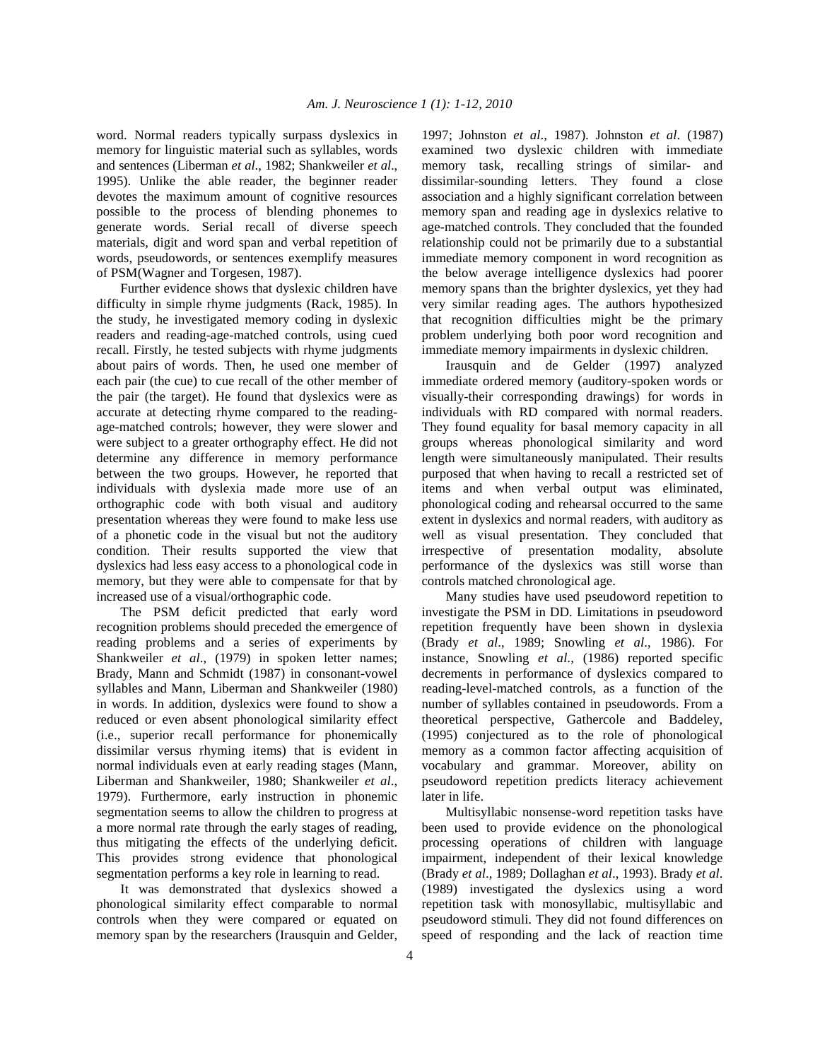word. Normal readers typically surpass dyslexics in memory for linguistic material such as syllables, words and sentences (Liberman *et al*., 1982; Shankweiler *et al*., 1995). Unlike the able reader, the beginner reader devotes the maximum amount of cognitive resources possible to the process of blending phonemes to generate words. Serial recall of diverse speech materials, digit and word span and verbal repetition of words, pseudowords, or sentences exemplify measures of PSM(Wagner and Torgesen, 1987).

Further evidence shows that dyslexic children have difficulty in simple rhyme judgments (Rack, 1985). In the study, he investigated memory coding in dyslexic readers and reading-age-matched controls, using cued recall. Firstly, he tested subjects with rhyme judgments about pairs of words. Then, he used one member of each pair (the cue) to cue recall of the other member of the pair (the target). He found that dyslexics were as accurate at detecting rhyme compared to the reading-age-matched controls; however, they were slower and were subject to a greater orthography effect. He did not determine any difference in memory performance between the two groups. However, he reported that individuals with dyslexia made more use of an orthographic code with both visual and auditory presentation whereas they were found to make less use of a phonetic code in the visual but not the auditory condition. Their results supported the view that dyslexics had less easy access to a phonological code in memory, but they were able to compensate for that by increased use of a visual/orthographic code.

The PSM deficit predicted that early word recognition problems should preceded the emergence of reading problems and a series of experiments by Shankweiler *et al*., (1979) in spoken letter names; Brady, Mann and Schmidt (1987) in consonant-vowel syllables and Mann, Liberman and Shankweiler (1980) in words. In addition, dyslexics were found to show a reduced or even absent phonological similarity effect (i.e., superior recall performance for phonemically dissimilar versus rhyming items) that is evident in normal individuals even at early reading stages (Mann, Liberman and Shankweiler, 1980; Shankweiler *et al*., 1979). Furthermore, early instruction in phonemic segmentation seems to allow the children to progress at a more normal rate through the early stages of reading, thus mitigating the effects of the underlying deficit. This provides strong evidence that phonological segmentation performs a key role in learning to read.

It was demonstrated that dyslexics showed a phonological similarity effect comparable to normal controls when they were compared or equated on memory span by the researchers (Irausquin and Gelder, 1997; Johnston *et al*., 1987). Johnston *et al*. (1987) examined two dyslexic children with immediate memory task, recalling strings of similar- and dissimilar-sounding letters. They found a close association and a highly significant correlation between memory span and reading age in dyslexics relative to age-matched controls. They concluded that the founded relationship could not be primarily due to a substantial immediate memory component in word recognition as the below average intelligence dyslexics had poorer memory spans than the brighter dyslexics, yet they had very similar reading ages. The authors hypothesized that recognition difficulties might be the primary problem underlying both poor word recognition and immediate memory impairments in dyslexic children.

Irausquin and de Gelder (1997) analyzed immediate ordered memory (auditory-spoken words or visually-their corresponding drawings) for words in individuals with RD compared with normal readers. They found equality for basal memory capacity in all groups whereas phonological similarity and word length were simultaneously manipulated. Their results purposed that when having to recall a restricted set of items and when verbal output was eliminated, phonological coding and rehearsal occurred to the same extent in dyslexics and normal readers, with auditory as well as visual presentation. They concluded that irrespective of presentation modality, absolute performance of the dyslexics was still worse than controls matched chronological age.

Many studies have used pseudoword repetition to investigate the PSM in DD. Limitations in pseudoword repetition frequently have been shown in dyslexia (Brady *et al*., 1989; Snowling *et al*., 1986). For instance, Snowling *et al*., (1986) reported specific decrements in performance of dyslexics compared to reading-level-matched controls, as a function of the number of syllables contained in pseudowords. From a theoretical perspective, Gathercole and Baddeley, (1995) conjectured as to the role of phonological memory as a common factor affecting acquisition of vocabulary and grammar. Moreover, ability on pseudoword repetition predicts literacy achievement later in life.

Multisyllabic nonsense-word repetition tasks have been used to provide evidence on the phonological processing operations of children with language impairment, independent of their lexical knowledge (Brady *et al*., 1989; Dollaghan *et al*., 1993). Brady *et al*. (1989) investigated the dyslexics using a word repetition task with monosyllabic, multisyllabic and pseudoword stimuli. They did not found differences on speed of responding and the lack of reaction time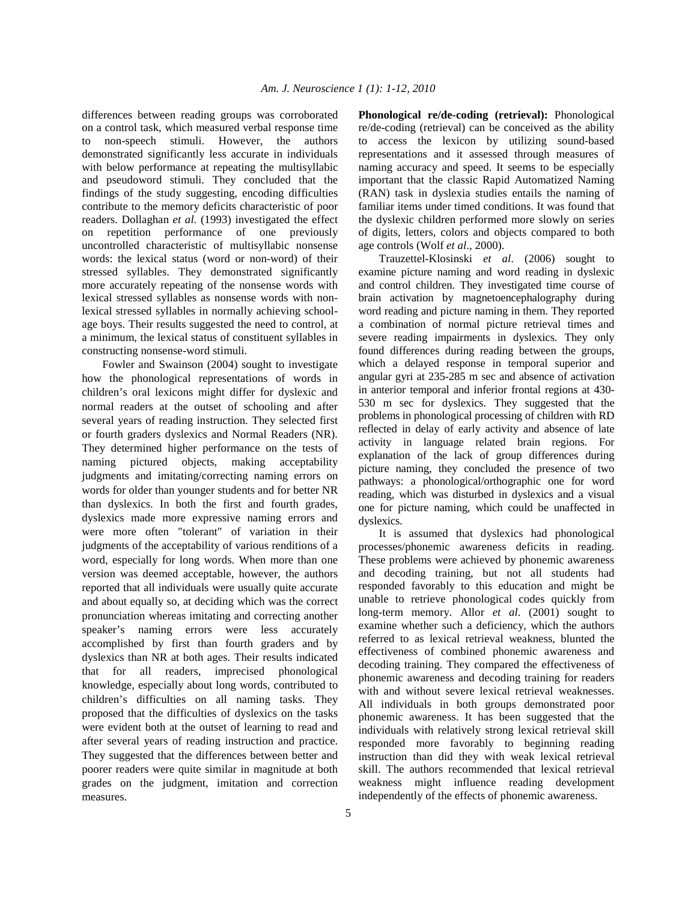differences between reading groups was corroborated on a control task, which measured verbal response time to non-speech stimuli. However, the authors demonstrated significantly less accurate in individuals with below performance at repeating the multisyllabic and pseudoword stimuli. They concluded that the findings of the study suggesting, encoding difficulties contribute to the memory deficits characteristic of poor readers. Dollaghan *et al*. (1993) investigated the effect on repetition performance of one previously uncontrolled characteristic of multisyllabic nonsense words: the lexical status (word or non-word) of their stressed syllables. They demonstrated significantly more accurately repeating of the nonsense words with lexical stressed syllables as nonsense words with non-lexical stressed syllables in normally achieving school-age boys. Their results suggested the need to control, at a minimum, the lexical status of constituent syllables in constructing nonsense-word stimuli.

Fowler and Swainson (2004) sought to investigate how the phonological representations of words in children's oral lexicons might differ for dyslexic and normal readers at the outset of schooling and after several years of reading instruction. They selected first or fourth graders dyslexics and Normal Readers (NR). They determined higher performance on the tests of naming pictured objects, making acceptability judgments and imitating/correcting naming errors on words for older than younger students and for better NR than dyslexics. In both the first and fourth grades, dyslexics made more expressive naming errors and were more often "tolerant" of variation in their judgments of the acceptability of various renditions of a word, especially for long words. When more than one version was deemed acceptable, however, the authors reported that all individuals were usually quite accurate and about equally so, at deciding which was the correct pronunciation whereas imitating and correcting another speaker's naming errors were less accurately accomplished by first than fourth graders and by dyslexics than NR at both ages. Their results indicated that for all readers, imprecised phonological knowledge, especially about long words, contributed to children's difficulties on all naming tasks. They proposed that the difficulties of dyslexics on the tasks were evident both at the outset of learning to read and after several years of reading instruction and practice. They suggested that the differences between better and poorer readers were quite similar in magnitude at both grades on the judgment, imitation and correction measures.

**Phonological re/de-coding (retrieval):** Phonological re/de-coding (retrieval) can be conceived as the ability to access the lexicon by utilizing sound-based representations and it assessed through measures of naming accuracy and speed. It seems to be especially important that the classic Rapid Automatized Naming (RAN) task in dyslexia studies entails the naming of familiar items under timed conditions. It was found that the dyslexic children performed more slowly on series of digits, letters, colors and objects compared to both age controls (Wolf *et al*., 2000).

Trauzettel-Klosinski *et al*. (2006) sought to examine picture naming and word reading in dyslexic and control children. They investigated time course of brain activation by magnetoencephalography during word reading and picture naming in them. They reported a combination of normal picture retrieval times and severe reading impairments in dyslexics. They only found differences during reading between the groups, which a delayed response in temporal superior and angular gyri at 235-285 m sec and absence of activation in anterior temporal and inferior frontal regions at 430-530 m sec for dyslexics. They suggested that the problems in phonological processing of children with RD reflected in delay of early activity and absence of late activity in language related brain regions. For explanation of the lack of group differences during picture naming, they concluded the presence of two pathways: a phonological/orthographic one for word reading, which was disturbed in dyslexics and a visual one for picture naming, which could be unaffected in dyslexics.

It is assumed that dyslexics had phonological processes/phonemic awareness deficits in reading. These problems were achieved by phonemic awareness and decoding training, but not all students had responded favorably to this education and might be unable to retrieve phonological codes quickly from long-term memory. Allor *et al*. (2001) sought to examine whether such a deficiency, which the authors referred to as lexical retrieval weakness, blunted the effectiveness of combined phonemic awareness and decoding training. They compared the effectiveness of phonemic awareness and decoding training for readers with and without severe lexical retrieval weaknesses. All individuals in both groups demonstrated poor phonemic awareness. It has been suggested that the individuals with relatively strong lexical retrieval skill responded more favorably to beginning reading instruction than did they with weak lexical retrieval skill. The authors recommended that lexical retrieval weakness might influence reading development independently of the effects of phonemic awareness.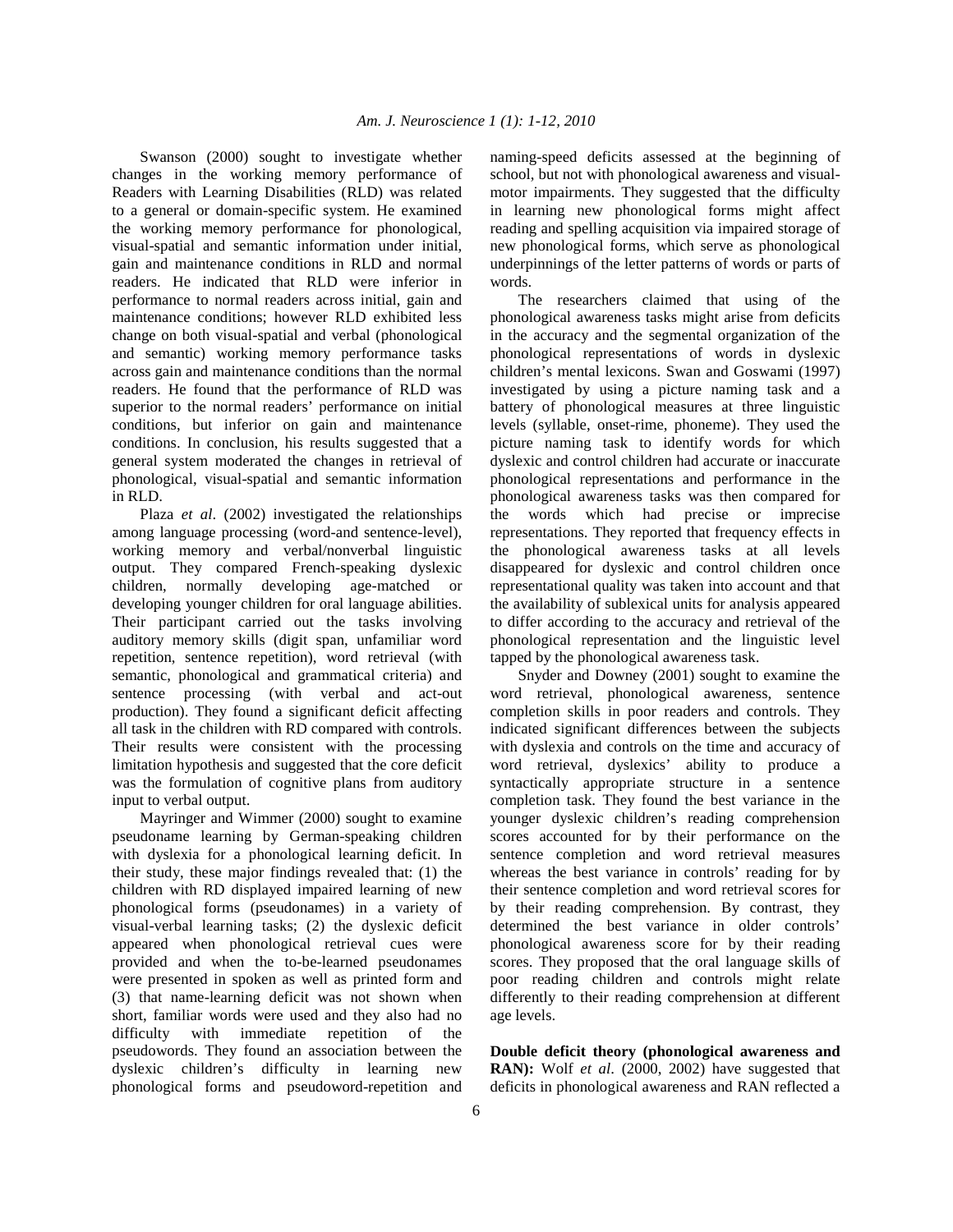Swanson (2000) sought to investigate whether changes in the working memory performance of Readers with Learning Disabilities (RLD) was related to a general or domain-specific system. He examined the working memory performance for phonological, visual-spatial and semantic information under initial, gain and maintenance conditions in RLD and normal readers. He indicated that RLD were inferior in performance to normal readers across initial, gain and maintenance conditions; however RLD exhibited less change on both visual-spatial and verbal (phonological and semantic) working memory performance tasks across gain and maintenance conditions than the normal readers. He found that the performance of RLD was superior to the normal readers' performance on initial conditions, but inferior on gain and maintenance conditions. In conclusion, his results suggested that a general system moderated the changes in retrieval of phonological, visual-spatial and semantic information in RLD.

Plaza *et al*. (2002) investigated the relationships among language processing (word-and sentence-level), working memory and verbal/nonverbal linguistic output. They compared French-speaking dyslexic children, normally developing age-matched or developing younger children for oral language abilities. Their participant carried out the tasks involving auditory memory skills (digit span, unfamiliar word repetition, sentence repetition), word retrieval (with semantic, phonological and grammatical criteria) and sentence processing (with verbal and act-out production). They found a significant deficit affecting all task in the children with RD compared with controls. Their results were consistent with the processing limitation hypothesis and suggested that the core deficit was the formulation of cognitive plans from auditory input to verbal output.

Mayringer and Wimmer (2000) sought to examine pseudoname learning by German-speaking children with dyslexia for a phonological learning deficit. In their study, these major findings revealed that: (1) the children with RD displayed impaired learning of new phonological forms (pseudonames) in a variety of visual-verbal learning tasks; (2) the dyslexic deficit appeared when phonological retrieval cues were provided and when the to-be-learned pseudonames were presented in spoken as well as printed form and (3) that name-learning deficit was not shown when short, familiar words were used and they also had no difficulty with immediate repetition of the pseudowords. They found an association between the dyslexic children's difficulty in learning new phonological forms and pseudoword-repetition and naming-speed deficits assessed at the beginning of school, but not with phonological awareness and visual-motor impairments. They suggested that the difficulty in learning new phonological forms might affect reading and spelling acquisition via impaired storage of new phonological forms, which serve as phonological underpinnings of the letter patterns of words or parts of words.

The researchers claimed that using of the phonological awareness tasks might arise from deficits in the accuracy and the segmental organization of the phonological representations of words in dyslexic children's mental lexicons. Swan and Goswami (1997) investigated by using a picture naming task and a battery of phonological measures at three linguistic levels (syllable, onset-rime, phoneme). They used the picture naming task to identify words for which dyslexic and control children had accurate or inaccurate phonological representations and performance in the phonological awareness tasks was then compared for the words which had precise or imprecise representations. They reported that frequency effects in the phonological awareness tasks at all levels disappeared for dyslexic and control children once representational quality was taken into account and that the availability of sublexical units for analysis appeared to differ according to the accuracy and retrieval of the phonological representation and the linguistic level tapped by the phonological awareness task.

Snyder and Downey (2001) sought to examine the word retrieval, phonological awareness, sentence completion skills in poor readers and controls. They indicated significant differences between the subjects with dyslexia and controls on the time and accuracy of word retrieval, dyslexics' ability to produce a syntactically appropriate structure in a sentence completion task. They found the best variance in the younger dyslexic children's reading comprehension scores accounted for by their performance on the sentence completion and word retrieval measures whereas the best variance in controls' reading for by their sentence completion and word retrieval scores for by their reading comprehension. By contrast, they determined the best variance in older controls' phonological awareness score for by their reading scores. They proposed that the oral language skills of poor reading children and controls might relate differently to their reading comprehension at different age levels.

**Double deficit theory (phonological awareness and RAN):** Wolf *et al*. (2000, 2002) have suggested that deficits in phonological awareness and RAN reflected a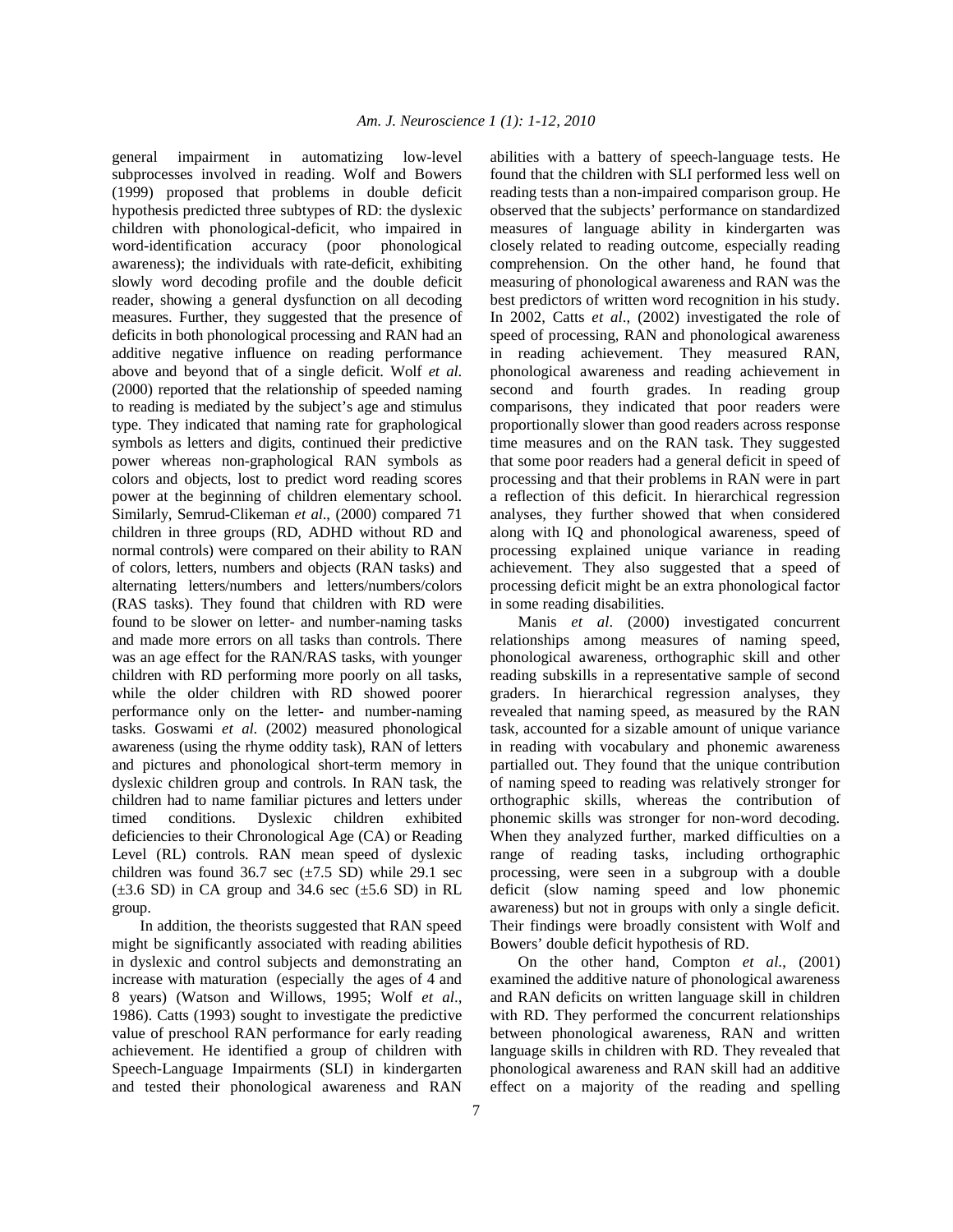general impairment in automatizing low-level subprocesses involved in reading. Wolf and Bowers (1999) proposed that problems in double deficit hypothesis predicted three subtypes of RD: the dyslexic children with phonological-deficit, who impaired in word-identification accuracy (poor phonological awareness); the individuals with rate-deficit, exhibiting slowly word decoding profile and the double deficit reader, showing a general dysfunction on all decoding measures. Further, they suggested that the presence of deficits in both phonological processing and RAN had an additive negative influence on reading performance above and beyond that of a single deficit. Wolf *et al.* (2000) reported that the relationship of speeded naming to reading is mediated by the subject's age and stimulus type. They indicated that naming rate for graphological symbols as letters and digits, continued their predictive power whereas non-graphological RAN symbols as colors and objects, lost to predict word reading scores power at the beginning of children elementary school. Similarly, Semrud-Clikeman *et al*., (2000) compared 71 children in three groups (RD, ADHD without RD and normal controls) were compared on their ability to RAN of colors, letters, numbers and objects (RAN tasks) and alternating letters/numbers and letters/numbers/colors (RAS tasks). They found that children with RD were found to be slower on letter- and number-naming tasks and made more errors on all tasks than controls. There was an age effect for the RAN/RAS tasks, with younger children with RD performing more poorly on all tasks, while the older children with RD showed poorer performance only on the letter- and number-naming tasks. Goswami *et al.* (2002) measured phonological awareness (using the rhyme oddity task), RAN of letters and pictures and phonological short-term memory in dyslexic children group and controls. In RAN task, the children had to name familiar pictures and letters under timed conditions. Dyslexic children exhibited deficiencies to their Chronological Age (CA) or Reading Level (RL) controls. RAN mean speed of dyslexic children was found 36.7 sec (±7.5 SD) while 29.1 sec (±3.6 SD) in CA group and 34.6 sec (±5.6 SD) in RL group.

In addition, the theorists suggested that RAN speed might be significantly associated with reading abilities in dyslexic and control subjects and demonstrating an increase with maturation (especially the ages of 4 and 8 years) (Watson and Willows, 1995; Wolf *et al*., 1986). Catts (1993) sought to investigate the predictive value of preschool RAN performance for early reading achievement. He identified a group of children with Speech-Language Impairments (SLI) in kindergarten and tested their phonological awareness and RAN abilities with a battery of speech-language tests. He found that the children with SLI performed less well on reading tests than a non-impaired comparison group. He observed that the subjects' performance on standardized measures of language ability in kindergarten was closely related to reading outcome, especially reading comprehension. On the other hand, he found that measuring of phonological awareness and RAN was the best predictors of written word recognition in his study. In 2002, Catts *et al*., (2002) investigated the role of speed of processing, RAN and phonological awareness in reading achievement. They measured RAN, phonological awareness and reading achievement in second and fourth grades. In reading group comparisons, they indicated that poor readers were proportionally slower than good readers across response time measures and on the RAN task. They suggested that some poor readers had a general deficit in speed of processing and that their problems in RAN were in part a reflection of this deficit. In hierarchical regression analyses, they further showed that when considered along with IQ and phonological awareness, speed of processing explained unique variance in reading achievement. They also suggested that a speed of processing deficit might be an extra phonological factor in some reading disabilities.

Manis *et al*. (2000) investigated concurrent relationships among measures of naming speed, phonological awareness, orthographic skill and other reading subskills in a representative sample of second graders. In hierarchical regression analyses, they revealed that naming speed, as measured by the RAN task, accounted for a sizable amount of unique variance in reading with vocabulary and phonemic awareness partialled out. They found that the unique contribution of naming speed to reading was relatively stronger for orthographic skills, whereas the contribution of phonemic skills was stronger for non-word decoding. When they analyzed further, marked difficulties on a range of reading tasks, including orthographic processing, were seen in a subgroup with a double deficit (slow naming speed and low phonemic awareness) but not in groups with only a single deficit. Their findings were broadly consistent with Wolf and Bowers' double deficit hypothesis of RD.

On the other hand, Compton *et al*., (2001) examined the additive nature of phonological awareness and RAN deficits on written language skill in children with RD. They performed the concurrent relationships between phonological awareness, RAN and written language skills in children with RD. They revealed that phonological awareness and RAN skill had an additive effect on a majority of the reading and spelling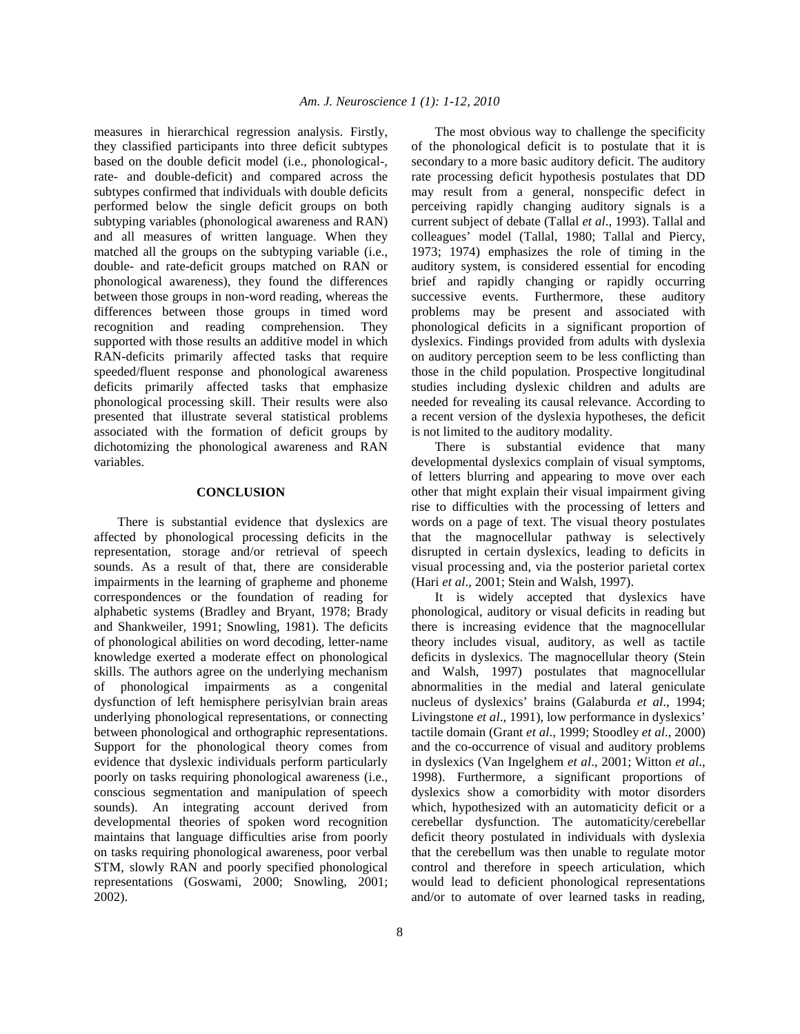measures in hierarchical regression analysis. Firstly, they classified participants into three deficit subtypes based on the double deficit model (i.e., phonological-, rate- and double-deficit) and compared across the subtypes confirmed that individuals with double deficits performed below the single deficit groups on both subtyping variables (phonological awareness and RAN) and all measures of written language. When they matched all the groups on the subtyping variable (i.e., double- and rate-deficit groups matched on RAN or phonological awareness), they found the differences between those groups in non-word reading, whereas the differences between those groups in timed word recognition and reading comprehension. They supported with those results an additive model in which RAN-deficits primarily affected tasks that require speeded/fluent response and phonological awareness deficits primarily affected tasks that emphasize phonological processing skill. Their results were also presented that illustrate several statistical problems associated with the formation of deficit groups by dichotomizing the phonological awareness and RAN variables.

## CONCLUSION

There is substantial evidence that dyslexics are affected by phonological processing deficits in the representation, storage and/or retrieval of speech sounds. As a result of that, there are considerable impairments in the learning of grapheme and phoneme correspondences or the foundation of reading for alphabetic systems (Bradley and Bryant, 1978; Brady and Shankweiler, 1991; Snowling, 1981). The deficits of phonological abilities on word decoding, letter-name knowledge exerted a moderate effect on phonological skills. The authors agree on the underlying mechanism of phonological impairments as a congenital dysfunction of left hemisphere perisylvian brain areas underlying phonological representations, or connecting between phonological and orthographic representations. Support for the phonological theory comes from evidence that dyslexic individuals perform particularly poorly on tasks requiring phonological awareness (i.e., conscious segmentation and manipulation of speech sounds). An integrating account derived from developmental theories of spoken word recognition maintains that language difficulties arise from poorly on tasks requiring phonological awareness, poor verbal STM, slowly RAN and poorly specified phonological representations (Goswami, 2000; Snowling, 2001; 2002).

The most obvious way to challenge the specificity of the phonological deficit is to postulate that it is secondary to a more basic auditory deficit. The auditory rate processing deficit hypothesis postulates that DD may result from a general, nonspecific defect in perceiving rapidly changing auditory signals is a current subject of debate (Tallal *et al*., 1993). Tallal and colleagues' model (Tallal, 1980; Tallal and Piercy, 1973; 1974) emphasizes the role of timing in the auditory system, is considered essential for encoding brief and rapidly changing or rapidly occurring successive events. Furthermore, these auditory problems may be present and associated with phonological deficits in a significant proportion of dyslexics. Findings provided from adults with dyslexia on auditory perception seem to be less conflicting than those in the child population. Prospective longitudinal studies including dyslexic children and adults are needed for revealing its causal relevance. According to a recent version of the dyslexia hypotheses, the deficit is not limited to the auditory modality.

There is substantial evidence that many developmental dyslexics complain of visual symptoms, of letters blurring and appearing to move over each other that might explain their visual impairment giving rise to difficulties with the processing of letters and words on a page of text. The visual theory postulates that the magnocellular pathway is selectively disrupted in certain dyslexics, leading to deficits in visual processing and, via the posterior parietal cortex (Hari *et al*., 2001; Stein and Walsh, 1997).

It is widely accepted that dyslexics have phonological, auditory or visual deficits in reading but there is increasing evidence that the magnocellular theory includes visual, auditory, as well as tactile deficits in dyslexics. The magnocellular theory (Stein and Walsh, 1997) postulates that magnocellular abnormalities in the medial and lateral geniculate nucleus of dyslexics' brains (Galaburda *et al*., 1994; Livingstone *et al*., 1991), low performance in dyslexics' tactile domain (Grant *et al*., 1999; Stoodley *et al*., 2000) and the co-occurrence of visual and auditory problems in dyslexics (Van Ingelghem *et al*., 2001; Witton *et al*., 1998). Furthermore, a significant proportions of dyslexics show a comorbidity with motor disorders which, hypothesized with an automaticity deficit or a cerebellar dysfunction. The automaticity/cerebellar deficit theory postulated in individuals with dyslexia that the cerebellum was then unable to regulate motor control and therefore in speech articulation, which would lead to deficient phonological representations and/or to automate of over learned tasks in reading,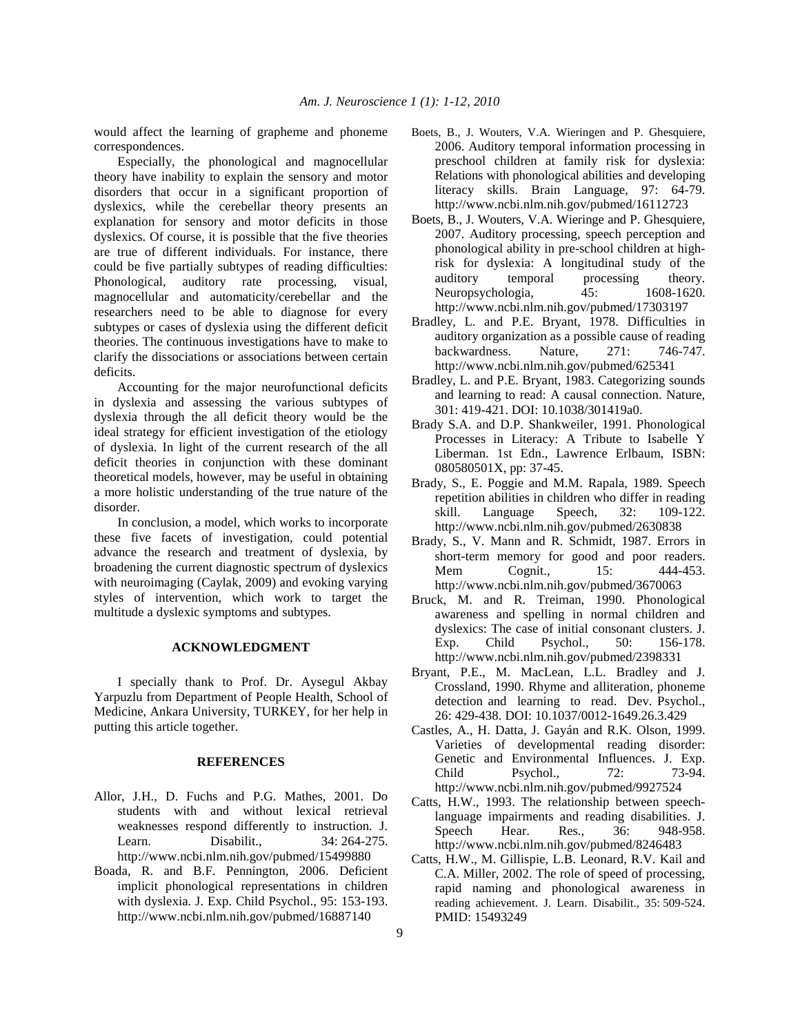would affect the learning of grapheme and phoneme correspondences.

Especially, the phonological and magnocellular theory have inability to explain the sensory and motor disorders that occur in a significant proportion of dyslexics, while the cerebellar theory presents an explanation for sensory and motor deficits in those dyslexics. Of course, it is possible that the five theories are true of different individuals. For instance, there could be five partially subtypes of reading difficulties: Phonological, auditory rate processing, visual, magnocellular and automaticity/cerebellar and the researchers need to be able to diagnose for every subtypes or cases of dyslexia using the different deficit theories. The continuous investigations have to make to clarify the dissociations or associations between certain deficits.

Accounting for the major neurofunctional deficits in dyslexia and assessing the various subtypes of dyslexia through the all deficit theory would be the ideal strategy for efficient investigation of the etiology of dyslexia. In light of the current research of the all deficit theories in conjunction with these dominant theoretical models, however, may be useful in obtaining a more holistic understanding of the true nature of the disorder.

In conclusion, a model, which works to incorporate these five facets of investigation, could potential advance the research and treatment of dyslexia, by broadening the current diagnostic spectrum of dyslexics with neuroimaging (Caylak, 2009) and evoking varying styles of intervention, which work to target the multitude a dyslexic symptoms and subtypes.

## ACKNOWLEDGMENT

I specially thank to Prof. Dr. Aysegul Akbay Yarpuzlu from Department of People Health, School of Medicine, Ankara University, TURKEY, for her help in putting this article together.

## REFERENCES

Allor, J.H., D. Fuchs and P.G. Mathes, 2001. Do students with and without lexical retrieval weaknesses respond differently to instruction. J. Learn. Disabilit., 34: 264-275. http://www.ncbi.nlm.nih.gov/pubmed/15499880

Boada, R. and B.F. Pennington, 2006. Deficient implicit phonological representations in children with dyslexia. J. Exp. Child Psychol., 95: 153-193. http://www.ncbi.nlm.nih.gov/pubmed/16887140

Boets, B., J. Wouters, V.A. Wieringen and P. Ghesquiere, 2006. Auditory temporal information processing in preschool children at family risk for dyslexia: Relations with phonological abilities and developing literacy skills. Brain Language, 97: 64-79. http://www.ncbi.nlm.nih.gov/pubmed/16112723

Boets, B., J. Wouters, V.A. Wieringe and P. Ghesquiere, 2007. Auditory processing, speech perception and phonological ability in pre-school children at high-risk for dyslexia: A longitudinal study of the auditory temporal processing theory. Neuropsychologia, 45: 1608-1620. http://www.ncbi.nlm.nih.gov/pubmed/17303197

Bradley, L. and P.E. Bryant, 1978. Difficulties in auditory organization as a possible cause of reading backwardness. Nature, 271: 746-747. http://www.ncbi.nlm.nih.gov/pubmed/625341

Bradley, L. and P.E. Bryant, 1983. Categorizing sounds and learning to read: A causal connection. Nature, 301: 419-421. DOI: 10.1038/301419a0.

Brady S.A. and D.P. Shankweiler, 1991. Phonological Processes in Literacy: A Tribute to Isabelle Y Liberman. 1st Edn., Lawrence Erlbaum, ISBN: 080580501X, pp: 37-45.

Brady, S., E. Poggie and M.M. Rapala, 1989. Speech repetition abilities in children who differ in reading skill. Language Speech, 32: 109-122. http://www.ncbi.nlm.nih.gov/pubmed/2630838

Brady, S., V. Mann and R. Schmidt, 1987. Errors in short-term memory for good and poor readers. Mem Cognit., 15: 444-453. http://www.ncbi.nlm.nih.gov/pubmed/3670063

Bruck, M. and R. Treiman, 1990. Phonological awareness and spelling in normal children and dyslexics: The case of initial consonant clusters. J. Exp. Child Psychol., 50: 156-178. http://www.ncbi.nlm.nih.gov/pubmed/2398331

Bryant, P.E., M. MacLean, L.L. Bradley and J. Crossland, 1990. Rhyme and alliteration, phoneme detection and learning to read. Dev. Psychol., 26: 429-438. DOI: 10.1037/0012-1649.26.3.429

Castles, A., H. Datta, J. Gayán and R.K. Olson, 1999. Varieties of developmental reading disorder: Genetic and Environmental Influences. J. Exp. Child Psychol., 72: 73-94. http://www.ncbi.nlm.nih.gov/pubmed/9927524

Catts, H.W., 1993. The relationship between speech-language impairments and reading disabilities. J. Speech Hear. Res., 36: 948-958. http://www.ncbi.nlm.nih.gov/pubmed/8246483

Catts, H.W., M. Gillispie, L.B. Leonard, R.V. Kail and C.A. Miller, 2002. The role of speed of processing, rapid naming and phonological awareness in reading achievement. J. Learn. Disabilit., 35: 509-524. PMID: 15493249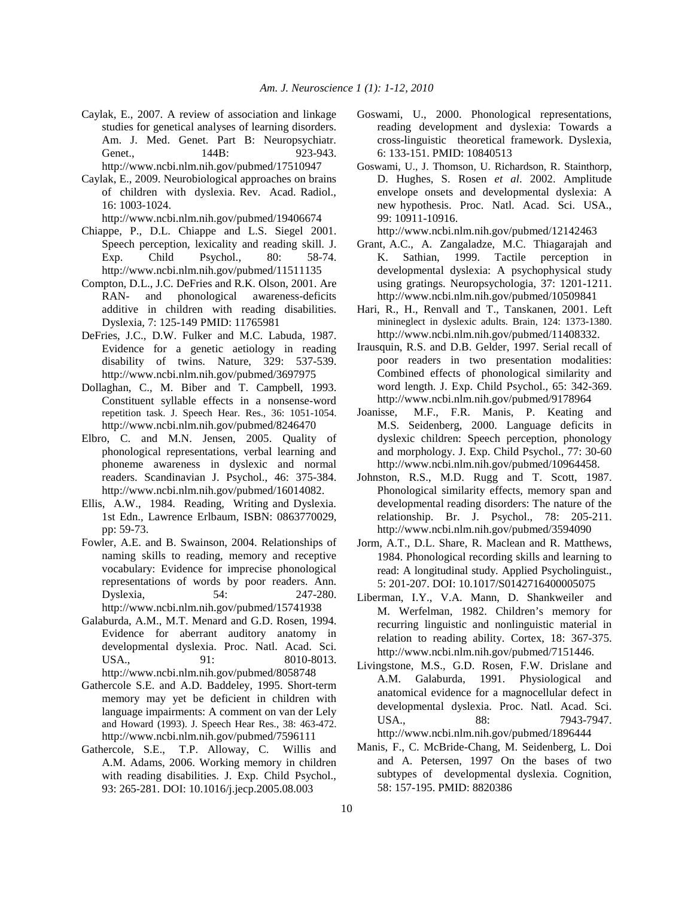Caylak, E., 2007. A review of association and linkage studies for genetical analyses of learning disorders. Am. J. Med. Genet. Part B: Neuropsychiatr. Genet., 144B: 923-943. http://www.ncbi.nlm.nih.gov/pubmed/17510947

Caylak, E., 2009. Neurobiological approaches on brains of children with dyslexia. Rev. Acad. Radiol., 16: 1003-1024. http://www.ncbi.nlm.nih.gov/pubmed/19406674

Chiappe, P., D.L. Chiappe and L.S. Siegel 2001. Speech perception, lexicality and reading skill. J. Exp. Child Psychol., 80: 58-74. http://www.ncbi.nlm.nih.gov/pubmed/11511135

Compton, D.L., J.C. DeFries and R.K. Olson, 2001. Are RAN- and phonological awareness-deficits additive in children with reading disabilities. Dyslexia, 7: 125-149 PMID: 11765981

DeFries, J.C., D.W. Fulker and M.C. Labuda, 1987. Evidence for a genetic aetiology in reading disability of twins. Nature, 329: 537-539. http://www.ncbi.nlm.nih.gov/pubmed/3697975

Dollaghan, C., M. Biber and T. Campbell, 1993. Constituent syllable effects in a nonsense-word repetition task. J. Speech Hear. Res., 36: 1051-1054. http://www.ncbi.nlm.nih.gov/pubmed/8246470

Elbro, C. and M.N. Jensen, 2005. Quality of phonological representations, verbal learning and phoneme awareness in dyslexic and normal readers. Scandinavian J. Psychol., 46: 375-384. http://www.ncbi.nlm.nih.gov/pubmed/16014082.

Ellis, A.W., 1984. Reading, Writing and Dyslexia. 1st Edn., Lawrence Erlbaum, ISBN: 0863770029, pp: 59-73.

Fowler, A.E. and B. Swainson, 2004. Relationships of naming skills to reading, memory and receptive vocabulary: Evidence for imprecise phonological representations of words by poor readers. Ann. Dyslexia, 54: 247-280. http://www.ncbi.nlm.nih.gov/pubmed/15741938

Galaburda, A.M., M.T. Menard and G.D. Rosen, 1994. Evidence for aberrant auditory anatomy in developmental dyslexia. Proc. Natl. Acad. Sci. USA., 91: 8010-8013. http://www.ncbi.nlm.nih.gov/pubmed/8058748

Gathercole S.E. and A.D. Baddeley, 1995. Short-term memory may yet be deficient in children with language impairments: A comment on van der Lely and Howard (1993). J. Speech Hear Res., 38: 463-472. http://www.ncbi.nlm.nih.gov/pubmed/7596111

Gathercole, S.E., T.P. Alloway, C. Willis and A.M. Adams, 2006. Working memory in children with reading disabilities. J. Exp. Child Psychol., 93: 265-281. DOI: 10.1016/j.jecp.2005.08.003

Goswami, U., 2000. Phonological representations, reading development and dyslexia: Towards a cross-linguistic theoretical framework. Dyslexia, 6: 133-151. PMID: 10840513

Goswami, U., J. Thomson, U. Richardson, R. Stainthorp, D. Hughes, S. Rosen *et al*. 2002. Amplitude envelope onsets and developmental dyslexia: A new hypothesis. Proc. Natl. Acad. Sci. USA., 99: 10911-10916. http://www.ncbi.nlm.nih.gov/pubmed/12142463

Grant, A.C., A. Zangaladze, M.C. Thiagarajah and K. Sathian, 1999. Tactile perception in developmental dyslexia: A psychophysical study using gratings. Neuropsychologia, 37: 1201-1211. http://www.ncbi.nlm.nih.gov/pubmed/10509841

Hari, R., H., Renvall and T., Tanskanen, 2001. Left minineglect in dyslexic adults. Brain, 124: 1373-1380. http://www.ncbi.nlm.nih.gov/pubmed/11408332.

Irausquin, R.S. and D.B. Gelder, 1997. Serial recall of poor readers in two presentation modalities: Combined effects of phonological similarity and word length. J. Exp. Child Psychol., 65: 342-369. http://www.ncbi.nlm.nih.gov/pubmed/9178964

Joanisse, M.F., F.R. Manis, P. Keating and M.S. Seidenberg, 2000. Language deficits in dyslexic children: Speech perception, phonology and morphology. J. Exp. Child Psychol., 77: 30-60 http://www.ncbi.nlm.nih.gov/pubmed/10964458.

Johnston, R.S., M.D. Rugg and T. Scott, 1987. Phonological similarity effects, memory span and developmental reading disorders: The nature of the relationship. Br. J. Psychol., 78: 205-211. http://www.ncbi.nlm.nih.gov/pubmed/3594090

Jorm, A.T., D.L. Share, R. Maclean and R. Matthews, 1984. Phonological recording skills and learning to read: A longitudinal study. Applied Psycholinguist., 5: 201-207. DOI: 10.1017/S0142716400005075

Liberman, I.Y., V.A. Mann, D. Shankweiler and M. Werfelman, 1982. Children's memory for recurring linguistic and nonlinguistic material in relation to reading ability. Cortex, 18: 367-375. http://www.ncbi.nlm.nih.gov/pubmed/7151446.

Livingstone, M.S., G.D. Rosen, F.W. Drislane and A.M. Galaburda, 1991. Physiological and anatomical evidence for a magnocellular defect in developmental dyslexia. Proc. Natl. Acad. Sci. USA., 88: 7943-7947. http://www.ncbi.nlm.nih.gov/pubmed/1896444

Manis, F., C. McBride-Chang, M. Seidenberg, L. Doi and A. Petersen, 1997 On the bases of two subtypes of developmental dyslexia. Cognition, 58: 157-195. PMID: 8820386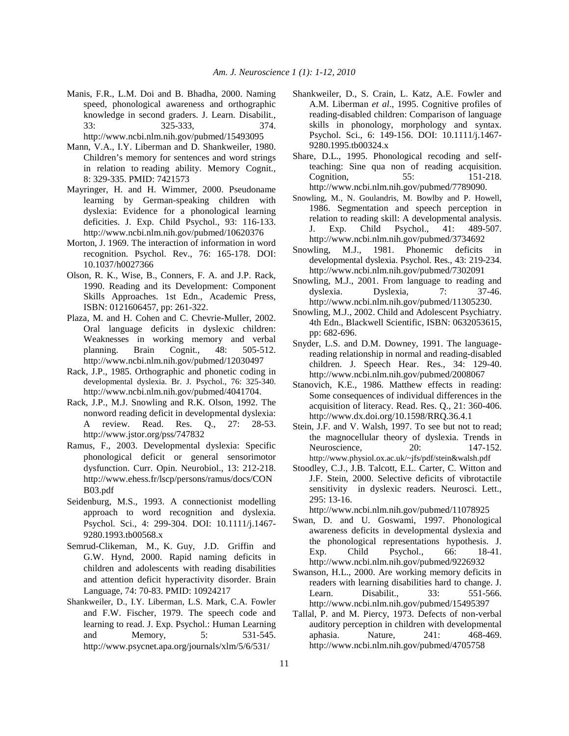Manis, F.R., L.M. Doi and B. Bhadha, 2000. Naming speed, phonological awareness and orthographic knowledge in second graders. J. Learn. Disabilit., 33: 325-333, 374. http://www.ncbi.nlm.nih.gov/pubmed/15493095

Mann, V.A., I.Y. Liberman and D. Shankweiler, 1980. Children's memory for sentences and word strings in relation to reading ability. Memory Cognit., 8: 329-335. PMID: 7421573

Mayringer, H. and H. Wimmer, 2000. Pseudoname learning by German-speaking children with dyslexia: Evidence for a phonological learning deficities. J. Exp. Child Psychol., 93: 116-133. http://www.ncbi.nlm.nih.gov/pubmed/10620376

Morton, J. 1969. The interaction of information in word recognition. Psychol. Rev., 76: 165-178. DOI: 10.1037/h0027366

Olson, R. K., Wise, B., Conners, F. A. and J.P. Rack, 1990. Reading and its Development: Component Skills Approaches. 1st Edn., Academic Press, ISBN: 0121606457, pp: 261-322.

Plaza, M. and H. Cohen and C. Chevrie-Muller, 2002. Oral language deficits in dyslexic children: Weaknesses in working memory and verbal planning. Brain Cognit., 48: 505-512. http://www.ncbi.nlm.nih.gov/pubmed/12030497

Rack, J.P., 1985. Orthographic and phonetic coding in developmental dyslexia. Br. J. Psychol., 76: 325-340. http://www.ncbi.nlm.nih.gov/pubmed/4041704.

Rack, J.P., M.J. Snowling and R.K. Olson, 1992. The nonword reading deficit in developmental dyslexia: A review. Read. Res. Q., 27: 28-53. http://www.jstor.org/pss/747832

Ramus, F., 2003. Developmental dyslexia: Specific phonological deficit or general sensorimotor dysfunction. Curr. Opin. Neurobiol., 13: 212-218. http://www.ehess.fr/lscp/persons/ramus/docs/CONB03.pdf

Seidenburg, M.S., 1993. A connectionist modelling approach to word recognition and dyslexia. Psychol. Sci., 4: 299-304. DOI: 10.1111/j.1467-9280.1993.tb00568.x

Semrud-Clikeman, M., K. Guy, J.D. Griffin and G.W. Hynd, 2000. Rapid naming deficits in children and adolescents with reading disabilities and attention deficit hyperactivity disorder. Brain Language, 74: 70-83. PMID: 10924217

Shankweiler, D., I.Y. Liberman, L.S. Mark, C.A. Fowler and F.W. Fischer, 1979. The speech code and learning to read. J. Exp. Psychol.: Human Learning and Memory, 5: 531-545. http://www.psycnet.apa.org/journals/xlm/5/6/531/

Shankweiler, D., S. Crain, L. Katz, A.E. Fowler and A.M. Liberman *et al*., 1995. Cognitive profiles of reading-disabled children: Comparison of language skills in phonology, morphology and syntax. Psychol. Sci., 6: 149-156. DOI: 10.1111/j.1467-9280.1995.tb00324.x

Share, D.L., 1995. Phonological recoding and self-teaching: Sine qua non of reading acquisition. Cognition, 55: 151-218. http://www.ncbi.nlm.nih.gov/pubmed/7789090.

Snowling, M., N. Goulandris, M. Bowlby and P. Howell, 1986. Segmentation and speech perception in relation to reading skill: A developmental analysis. J. Exp. Child Psychol., 41: 489-507. http://www.ncbi.nlm.nih.gov/pubmed/3734692

Snowling, M.J., 1981. Phonemic deficits in developmental dyslexia. Psychol. Res., 43: 219-234. http://www.ncbi.nlm.nih.gov/pubmed/7302091

Snowling, M.J., 2001. From language to reading and dyslexia. Dyslexia, 7: 37-46. http://www.ncbi.nlm.nih.gov/pubmed/11305230.

Snowling, M.J., 2002. Child and Adolescent Psychiatry. 4th Edn., Blackwell Scientific, ISBN: 0632053615, pp: 682-696.

Snyder, L.S. and D.M. Downey, 1991. The language-reading relationship in normal and reading-disabled children. J. Speech Hear. Res., 34: 129-40. http://www.ncbi.nlm.nih.gov/pubmed/2008067

Stanovich, K.E., 1986. Matthew effects in reading: Some consequences of individual differences in the acquisition of literacy. Read. Res. Q., 21: 360-406. http://www.dx.doi.org/10.1598/RRQ.36.4.1

Stein, J.F. and V. Walsh, 1997. To see but not to read; the magnocellular theory of dyslexia. Trends in Neuroscience, 20: 147-152. http://www.physiol.ox.ac.uk/~jfs/pdf/stein&walsh.pdf

Stoodley, C.J., J.B. Talcott, E.L. Carter, C. Witton and J.F. Stein, 2000. Selective deficits of vibrotactile sensitivity in dyslexic readers. Neurosci. Lett., 295: 13-16. http://www.ncbi.nlm.nih.gov/pubmed/11078925

Swan, D. and U. Goswami, 1997. Phonological awareness deficits in developmental dyslexia and the phonological representations hypothesis. J. Exp. Child Psychol., 66: 18-41. http://www.ncbi.nlm.nih.gov/pubmed/9226932

Swanson, H.L., 2000. Are working memory deficits in readers with learning disabilities hard to change. J. Learn. Disabilit., 33: 551-566. http://www.ncbi.nlm.nih.gov/pubmed/15495397

Tallal, P. and M. Piercy, 1973. Defects of non-verbal auditory perception in children with developmental aphasia. Nature, 241: 468-469. http://www.ncbi.nlm.nih.gov/pubmed/4705758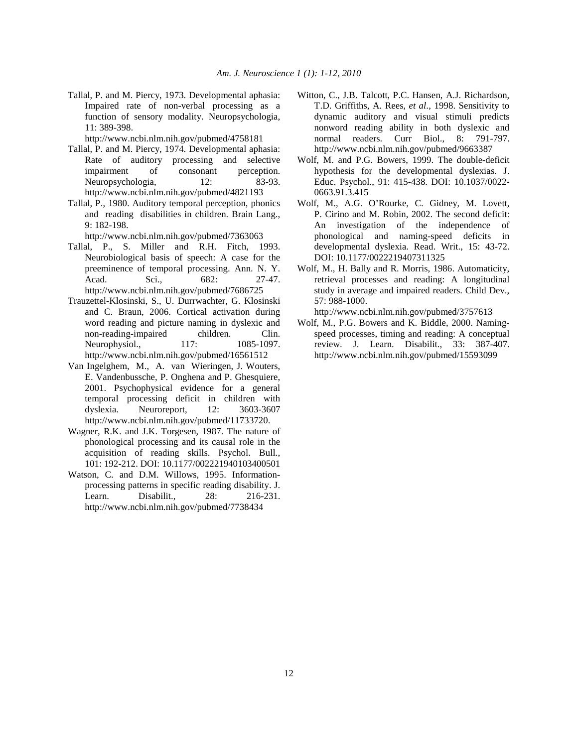Tallal, P. and M. Piercy, 1973. Developmental aphasia: Impaired rate of non-verbal processing as a function of sensory modality. Neuropsychologia, 11: 389-398. http://www.ncbi.nlm.nih.gov/pubmed/4758181

Tallal, P. and M. Piercy, 1974. Developmental aphasia: Rate of auditory processing and selective impairment of consonant perception. Neuropsychologia, 12: 83-93. http://www.ncbi.nlm.nih.gov/pubmed/4821193

Tallal, P., 1980. Auditory temporal perception, phonics and reading disabilities in children. Brain Lang., 9: 182-198. http://www.ncbi.nlm.nih.gov/pubmed/7363063

Tallal, P., S. Miller and R.H. Fitch, 1993. Neurobiological basis of speech: A case for the preeminence of temporal processing. Ann. N. Y. Acad. Sci., 682: 27-47. http://www.ncbi.nlm.nih.gov/pubmed/7686725

Trauzettel-Klosinski, S., U. Durrwachter, G. Klosinski and C. Braun, 2006. Cortical activation during word reading and picture naming in dyslexic and non-reading-impaired children. Clin. Neurophysiol., 117: 1085-1097. http://www.ncbi.nlm.nih.gov/pubmed/16561512

Van Ingelghem, M., A. van Wieringen, J. Wouters, E. Vandenbussche, P. Onghena and P. Ghesquiere, 2001. Psychophysical evidence for a general temporal processing deficit in children with dyslexia. Neuroreport, 12: 3603-3607 http://www.ncbi.nlm.nih.gov/pubmed/11733720.

Wagner, R.K. and J.K. Torgesen, 1987. The nature of phonological processing and its causal role in the acquisition of reading skills. Psychol. Bull., 101: 192-212. DOI: 10.1177/002221940103400501

Watson, C. and D.M. Willows, 1995. Information-processing patterns in specific reading disability. J. Learn. Disabilit., 28: 216-231. http://www.ncbi.nlm.nih.gov/pubmed/7738434

Witton, C., J.B. Talcott, P.C. Hansen, A.J. Richardson, T.D. Griffiths, A. Rees, *et al*., 1998. Sensitivity to dynamic auditory and visual stimuli predicts nonword reading ability in both dyslexic and normal readers. Curr Biol., 8: 791-797. http://www.ncbi.nlm.nih.gov/pubmed/9663387

Wolf, M. and P.G. Bowers, 1999. The double-deficit hypothesis for the developmental dyslexias. J. Educ. Psychol., 91: 415-438. DOI: 10.1037/0022-0663.91.3.415

Wolf, M., A.G. O'Rourke, C. Gidney, M. Lovett, P. Cirino and M. Robin, 2002. The second deficit: An investigation of the independence of phonological and naming-speed deficits in developmental dyslexia. Read. Writ., 15: 43-72. DOI: 10.1177/0022219407311325

Wolf, M., H. Bally and R. Morris, 1986. Automaticity, retrieval processes and reading: A longitudinal study in average and impaired readers. Child Dev., 57: 988-1000. http://www.ncbi.nlm.nih.gov/pubmed/3757613

Wolf, M., P.G. Bowers and K. Biddle, 2000. Naming-speed processes, timing and reading: A conceptual review. J. Learn. Disabilit., 33: 387-407. http://www.ncbi.nlm.nih.gov/pubmed/15593099